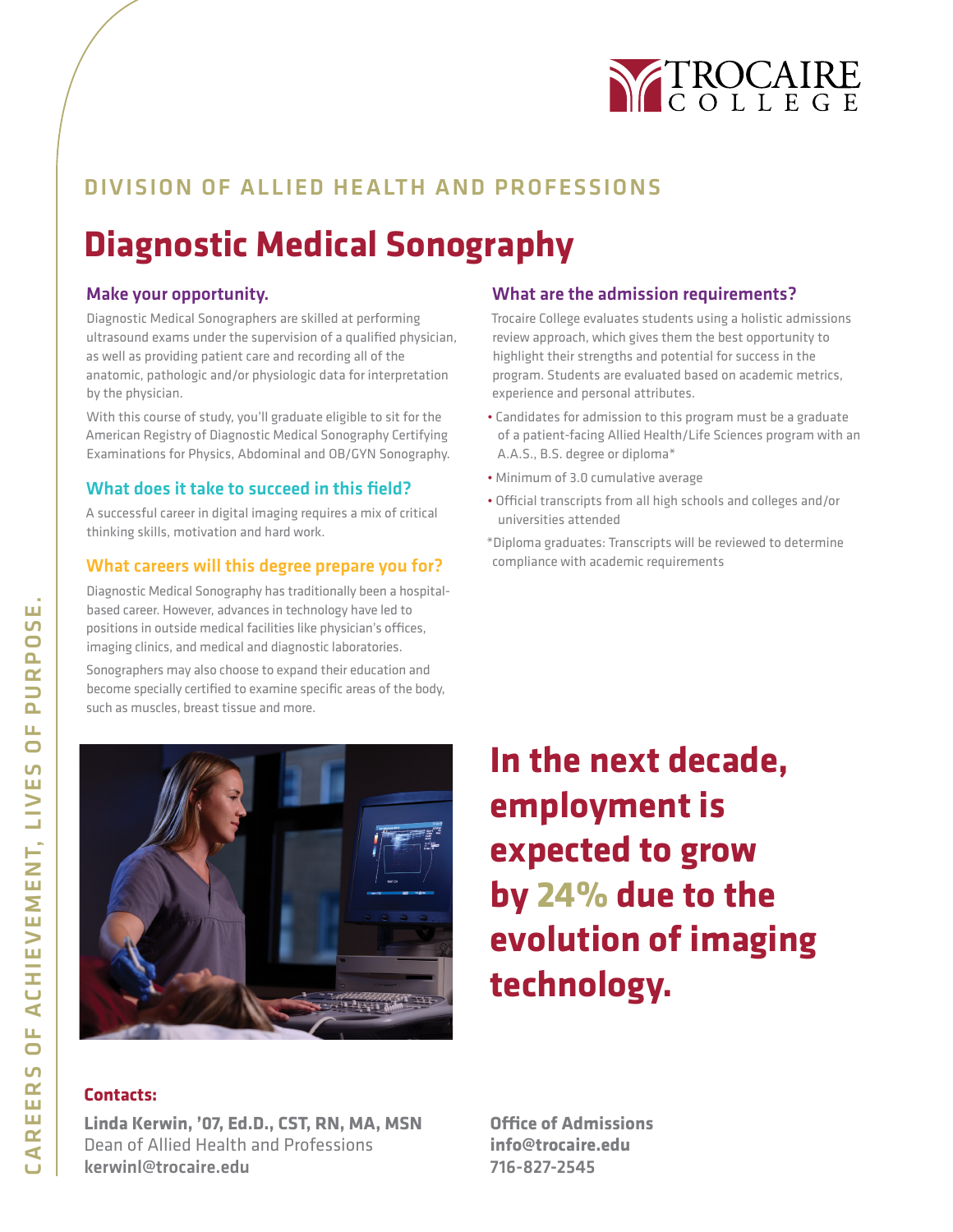TROCAIRE COLLEGE

## DIVISION OF ALLIED HEALTH AND PROFESSIONS

# Diagnostic Medical Sonography

### Make your opportunity.

Diagnostic Medical Sonographers are skilled at performing ultrasound exams under the supervision of a qualified physician, as well as providing patient care and recording all of the anatomic, pathologic and/or physiologic data for interpretation by the physician.

With this course of study, you'll graduate eligible to sit for the American Registry of Diagnostic Medical Sonography Certifying Examinations for Physics, Abdominal and OB/GYN Sonography.

### What does it take to succeed in this field?

A successful career in digital imaging requires a mix of critical thinking skills, motivation and hard work.

### What careers will this degree prepare you for?

Diagnostic Medical Sonography has traditionally been a hospital-based career. However, advances in technology have led to positions in outside medical facilities like physician's offices, imaging clinics, and medical and diagnostic laboratories.

Sonographers may also choose to expand their education and become specially certified to examine specific areas of the body, such as muscles, breast tissue and more.

### What are the admission requirements?

Trocaire College evaluates students using a holistic admissions review approach, which gives them the best opportunity to highlight their strengths and potential for success in the program. Students are evaluated based on academic metrics, experience and personal attributes.

- Candidates for admission to this program must be a graduate of a patient-facing Allied Health/Life Sciences program with an A.A.S., B.S. degree or diploma*
- Minimum of 3.0 cumulative average
- Official transcripts from all high schools and colleges and/or universities attended

*Diploma graduates: Transcripts will be reviewed to determine compliance with academic requirements

**In the next decade, employment is expected to grow by 24% due to the evolution of imaging technology.**

**Contacts:**

**Linda Kerwin, '07, Ed.D., CST, RN, MA, MSN**
Dean of Allied Health and Professions
**kerwinl@trocaire.edu**

**Office of Admissions**
**info@trocaire.edu**
**716-827-2545**

CAREERS OF ACHIEVEMENT, LIVES OF PURPOSE.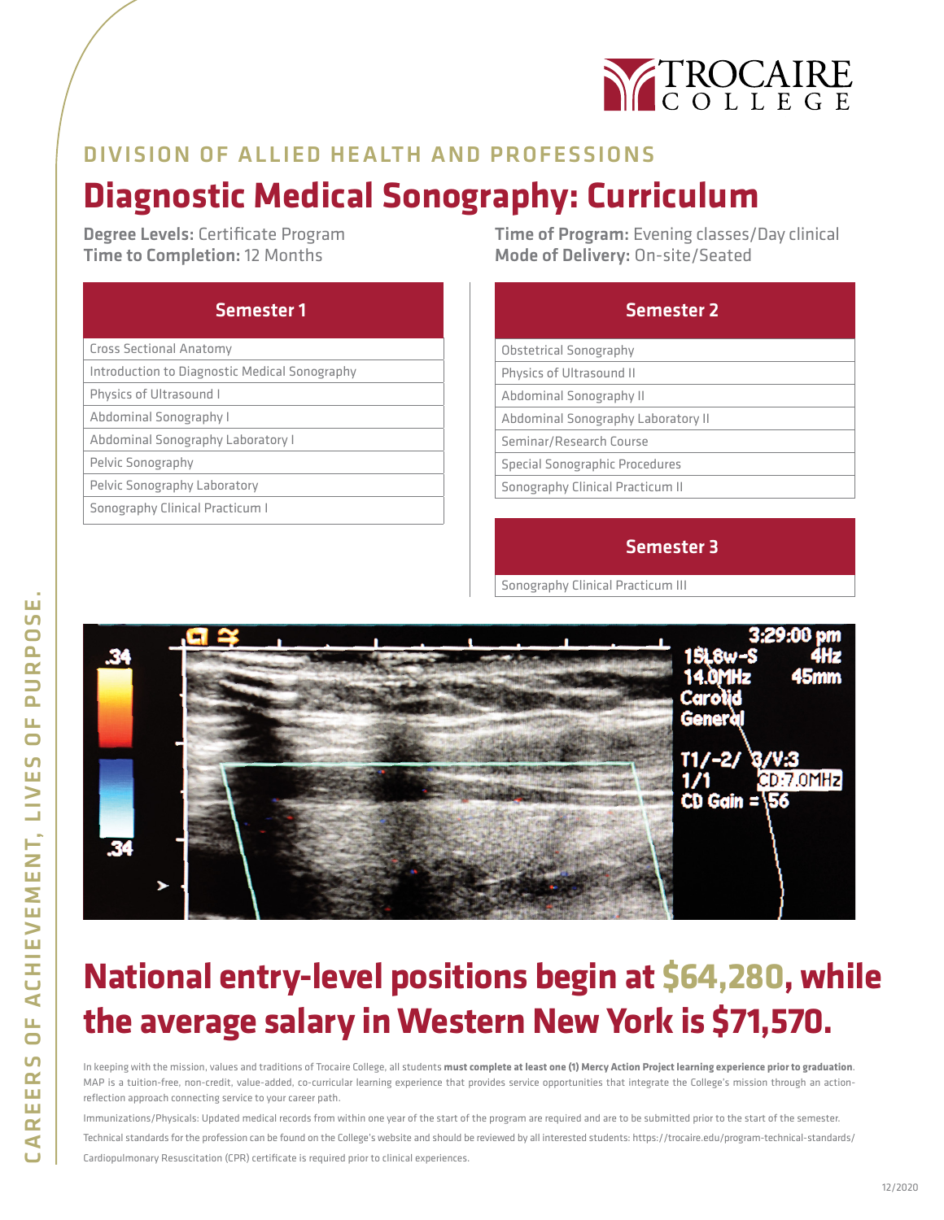DIVISION OF ALLIED HEALTH AND PROFESSIONS

# Diagnostic Medical Sonography: Curriculum

**Degree Levels:** Certificate Program
**Time to Completion:** 12 Months

**Time of Program:** Evening classes/Day clinical
**Mode of Delivery:** On-site/Seated

| Semester 1 |
|---|
| Cross Sectional Anatomy |
| Introduction to Diagnostic Medical Sonography |
| Physics of Ultrasound I |
| Abdominal Sonography I |
| Abdominal Sonography Laboratory I |
| Pelvic Sonography |
| Pelvic Sonography Laboratory |
| Sonography Clinical Practicum I |

| Semester 2 |
|---|
| Obstetrical Sonography |
| Physics of Ultrasound II |
| Abdominal Sonography II |
| Abdominal Sonography Laboratory II |
| Seminar/Research Course |
| Special Sonographic Procedures |
| Sonography Clinical Practicum II |

| Semester 3 |
|---|
| Sonography Clinical Practicum III |

## National entry-level positions begin at $64,280, while the average salary in Western New York is $71,570.

In keeping with the mission, values and traditions of Trocaire College, all students **must complete at least one (1) Mercy Action Project learning experience prior to graduation**. MAP is a tuition-free, non-credit, value-added, co-curricular learning experience that provides service opportunities that integrate the College's mission through an action-reflection approach connecting service to your career path.

Immunizations/Physicals: Updated medical records from within one year of the start of the program are required and are to be submitted prior to the start of the semester.

Technical standards for the profession can be found on the College's website and should be reviewed by all interested students: https://trocaire.edu/program-technical-standards/

Cardiopulmonary Resuscitation (CPR) certificate is required prior to clinical experiences.

CAREERS OF ACHIEVEMENT, LIVES OF PURPOSE.

12/2020